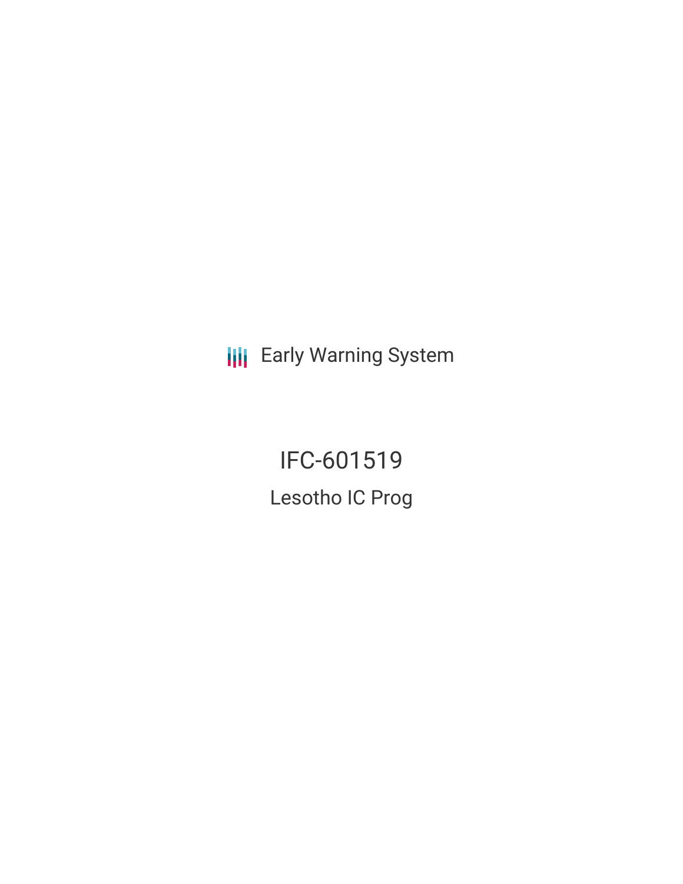Early Warning System

# IFC-601519

## Lesotho IC Prog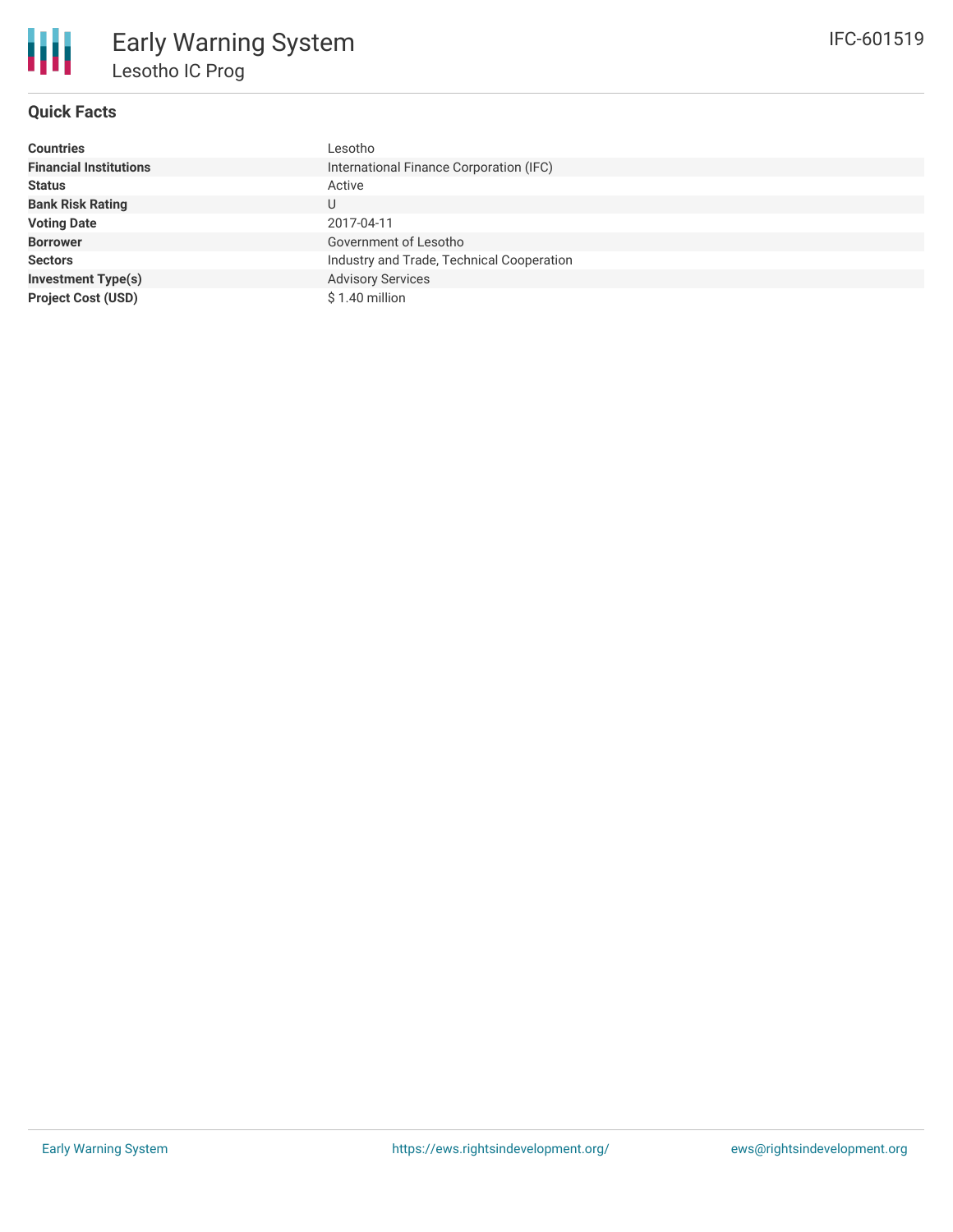# Early Warning System

## Lesotho IC Prog

IFC-601519

### Quick Facts

| | |
|---|---|
| **Countries** | Lesotho |
| **Financial Institutions** | International Finance Corporation (IFC) |
| **Status** | Active |
| **Bank Risk Rating** | U |
| **Voting Date** | 2017-04-11 |
| **Borrower** | Government of Lesotho |
| **Sectors** | Industry and Trade, Technical Cooperation |
| **Investment Type(s)** | Advisory Services |
| **Project Cost (USD)** | $ 1.40 million |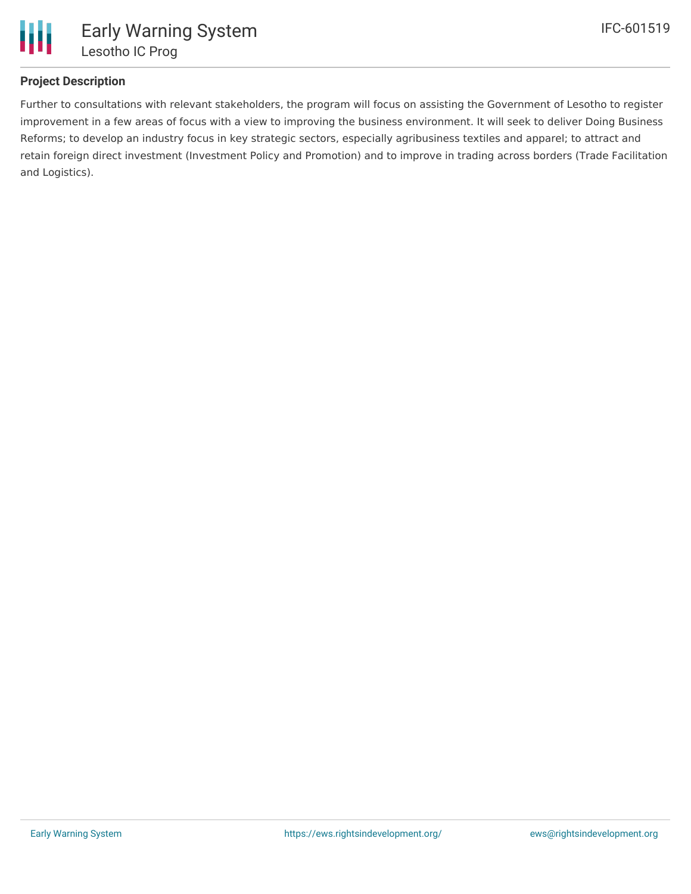## Project Description

Further to consultations with relevant stakeholders, the program will focus on assisting the Government of Lesotho to register improvement in a few areas of focus with a view to improving the business environment. It will seek to deliver Doing Business Reforms; to develop an industry focus in key strategic sectors, especially agribusiness textiles and apparel; to attract and retain foreign direct investment (Investment Policy and Promotion) and to improve in trading across borders (Trade Facilitation and Logistics).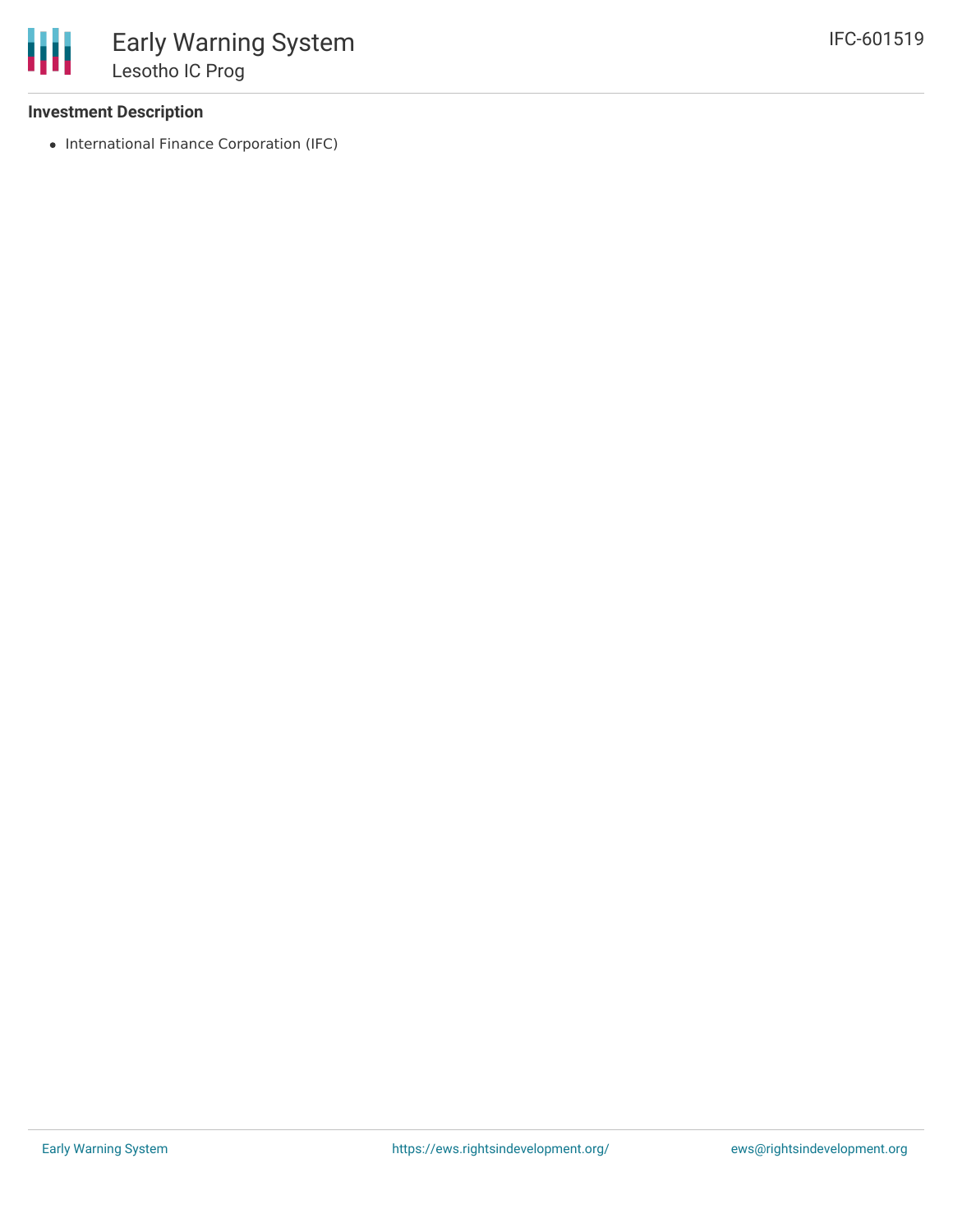### Investment Description

- International Finance Corporation (IFC)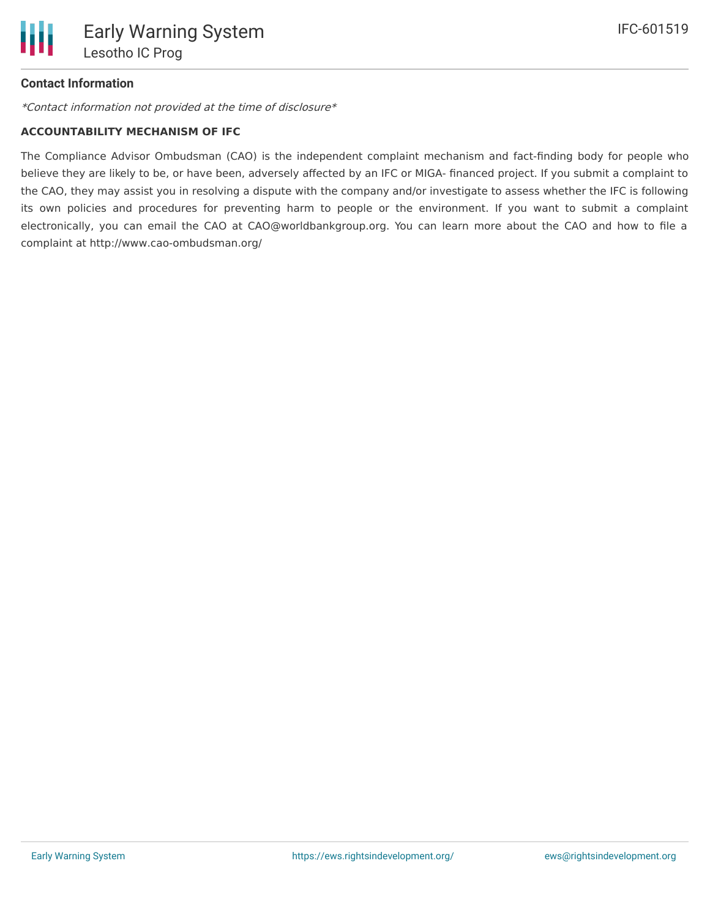### Contact Information

*\*Contact information not provided at the time of disclosure\**

**ACCOUNTABILITY MECHANISM OF IFC**

The Compliance Advisor Ombudsman (CAO) is the independent complaint mechanism and fact-finding body for people who believe they are likely to be, or have been, adversely affected by an IFC or MIGA- financed project. If you submit a complaint to the CAO, they may assist you in resolving a dispute with the company and/or investigate to assess whether the IFC is following its own policies and procedures for preventing harm to people or the environment. If you want to submit a complaint electronically, you can email the CAO at CAO@worldbankgroup.org. You can learn more about the CAO and how to file a complaint at http://www.cao-ombudsman.org/